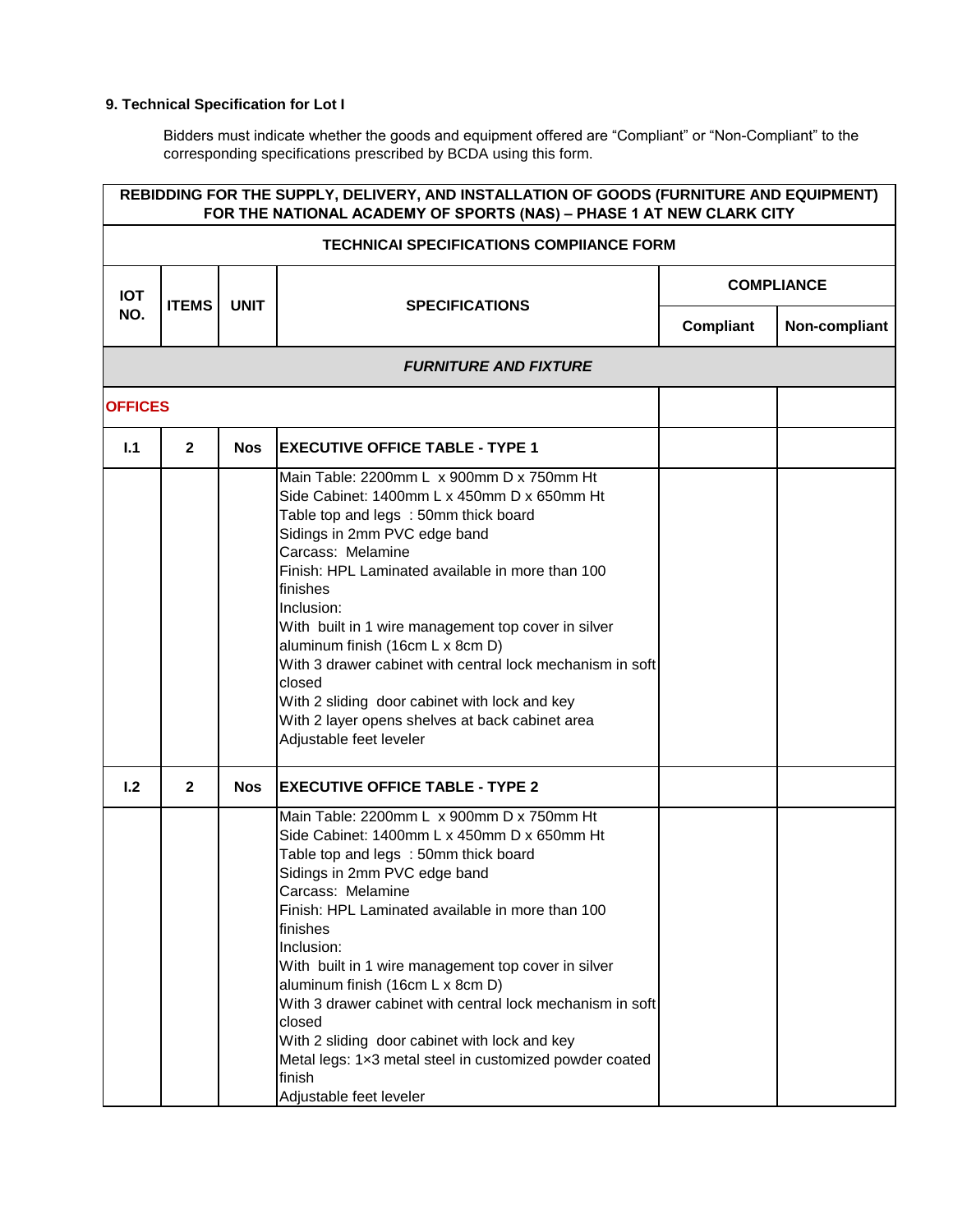**9. Technical Specification for Lot I**

Bidders must indicate whether the goods and equipment offered are “Compliant” or “Non-Compliant” to the corresponding specifications prescribed by BCDA using this form.

| REBIDDING FOR THE SUPPLY, DELIVERY, AND INSTALLATION OF GOODS (FURNITURE AND EQUIPMENT) FOR THE NATIONAL ACADEMY OF SPORTS (NAS) – PHASE 1 AT NEW CLARK CITY | | | | | |
|---|---|---|---|---|---|
| **TECHNICAI SPECIFICATIONS COMPIIANCE FORM** | | | | | |
| **IOT NO.** | **ITEMS** | **UNIT** | **SPECIFICATIONS** | **COMPLIANCE** | |
| | | | | **Compliant** | **Non-compliant** |
| ***FURNITURE AND FIXTURE*** | | | | | |
| **OFFICES** | | | | | |
| **I.1** | **2** | **Nos** | **EXECUTIVE OFFICE TABLE - TYPE 1** | | |
| | | | Main Table: 2200mm L x 900mm D x 750mm Ht<br>Side Cabinet: 1400mm L x 450mm D x 650mm Ht<br>Table top and legs : 50mm thick board<br>Sidings in 2mm PVC edge band<br>Carcass: Melamine<br>Finish: HPL Laminated available in more than 100 finishes<br>Inclusion:<br>With built in 1 wire management top cover in silver aluminum finish (16cm L x 8cm D)<br>With 3 drawer cabinet with central lock mechanism in soft closed<br>With 2 sliding door cabinet with lock and key<br>With 2 layer opens shelves at back cabinet area<br>Adjustable feet leveler | | |
| **I.2** | **2** | **Nos** | **EXECUTIVE OFFICE TABLE - TYPE 2** | | |
| | | | Main Table: 2200mm L x 900mm D x 750mm Ht<br>Side Cabinet: 1400mm L x 450mm D x 650mm Ht<br>Table top and legs : 50mm thick board<br>Sidings in 2mm PVC edge band<br>Carcass: Melamine<br>Finish: HPL Laminated available in more than 100 finishes<br>Inclusion:<br>With built in 1 wire management top cover in silver aluminum finish (16cm L x 8cm D)<br>With 3 drawer cabinet with central lock mechanism in soft closed<br>With 2 sliding door cabinet with lock and key<br>Metal legs: 1×3 metal steel in customized powder coated finish<br>Adjustable feet leveler | | |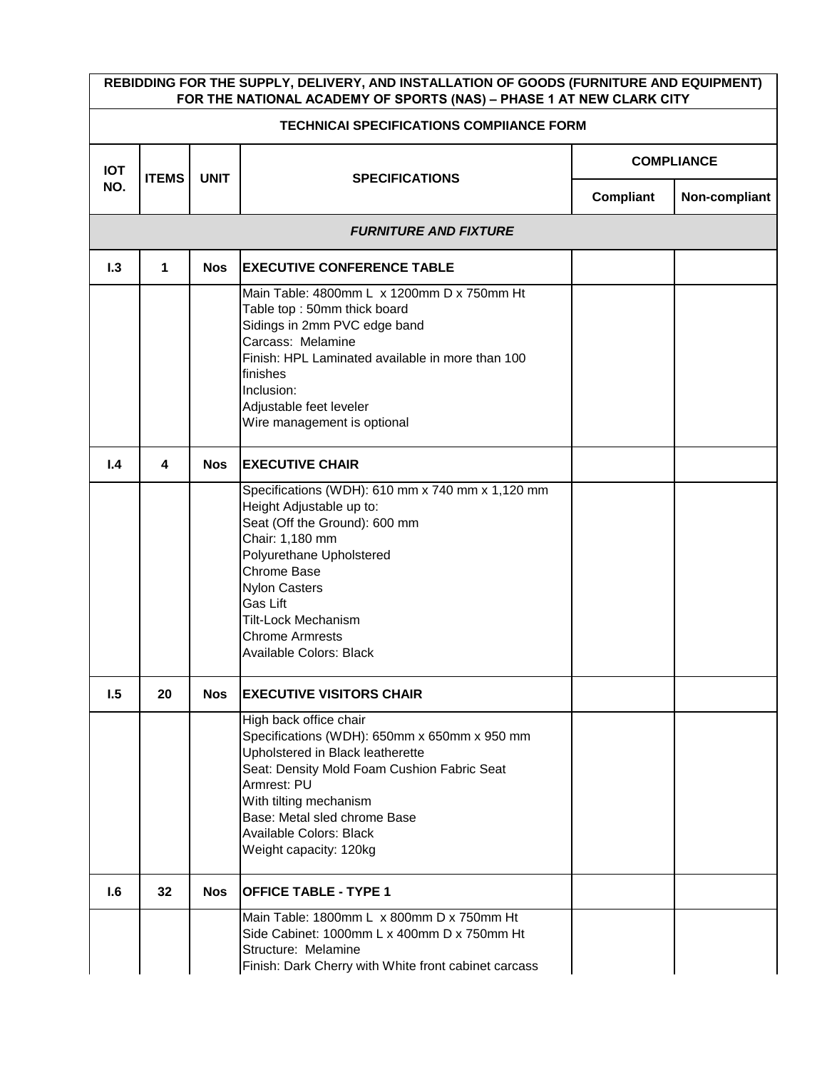| REBIDDING FOR THE SUPPLY, DELIVERY, AND INSTALLATION OF GOODS (FURNITURE AND EQUIPMENT) FOR THE NATIONAL ACADEMY OF SPORTS (NAS) – PHASE 1 AT NEW CLARK CITY | | | | | |
|---|---|---|---|---|---|
| **TECHNICAI SPECIFICATIONS COMPIIANCE FORM** | | | | | |
| **IOT NO.** | **ITEMS** | **UNIT** | **SPECIFICATIONS** | **COMPLIANCE** | |
| | | | | **Compliant** | **Non-compliant** |
| ***FURNITURE AND FIXTURE*** | | | | | |
| **I.3** | **1** | **Nos** | **EXECUTIVE CONFERENCE TABLE** | | |
| | | | Main Table: 4800mm L x 1200mm D x 750mm Ht<br>Table top : 50mm thick board<br>Sidings in 2mm PVC edge band<br>Carcass: Melamine<br>Finish: HPL Laminated available in more than 100 finishes<br>Inclusion:<br>Adjustable feet leveler<br>Wire management is optional | | |
| **I.4** | **4** | **Nos** | **EXECUTIVE CHAIR** | | |
| | | | Specifications (WDH): 610 mm x 740 mm x 1,120 mm<br>Height Adjustable up to:<br>Seat (Off the Ground): 600 mm<br>Chair: 1,180 mm<br>Polyurethane Upholstered<br>Chrome Base<br>Nylon Casters<br>Gas Lift<br>Tilt-Lock Mechanism<br>Chrome Armrests<br>Available Colors: Black | | |
| **I.5** | **20** | **Nos** | **EXECUTIVE VISITORS CHAIR** | | |
| | | | High back office chair<br>Specifications (WDH): 650mm x 650mm x 950 mm<br>Upholstered in Black leatherette<br>Seat: Density Mold Foam Cushion Fabric Seat<br>Armrest: PU<br>With tilting mechanism<br>Base: Metal sled chrome Base<br>Available Colors: Black<br>Weight capacity: 120kg | | |
| **I.6** | **32** | **Nos** | **OFFICE TABLE - TYPE 1** | | |
| | | | Main Table: 1800mm L x 800mm D x 750mm Ht<br>Side Cabinet: 1000mm L x 400mm D x 750mm Ht<br>Structure: Melamine<br>Finish: Dark Cherry with White front cabinet carcass | | |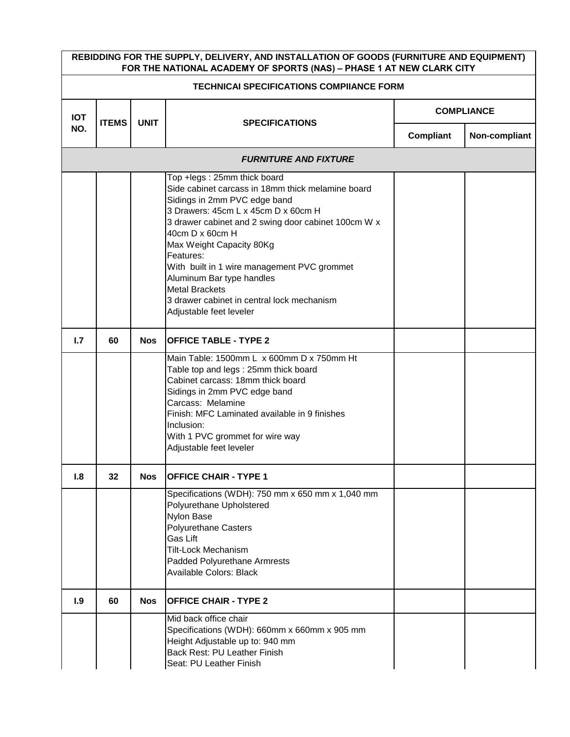| REBIDDING FOR THE SUPPLY, DELIVERY, AND INSTALLATION OF GOODS (FURNITURE AND EQUIPMENT) FOR THE NATIONAL ACADEMY OF SPORTS (NAS) – PHASE 1 AT NEW CLARK CITY | | | | | |
|---|---|---|---|---|---|
| **TECHNICAI SPECIFICATIONS COMPIIANCE FORM** | | | | | |
| **IOT NO.** | **ITEMS** | **UNIT** | **SPECIFICATIONS** | **COMPLIANCE** | |
| | | | | **Compliant** | **Non-compliant** |
| | | | ***FURNITURE AND FIXTURE*** | | |
| | | | Top +legs : 25mm thick board<br>Side cabinet carcass in 18mm thick melamine board<br>Sidings in 2mm PVC edge band<br>3 Drawers: 45cm L x 45cm D x 60cm H<br>3 drawer cabinet and 2 swing door cabinet 100cm W x 40cm D x 60cm H<br>Max Weight Capacity 80Kg<br>Features:<br>With built in 1 wire management PVC grommet<br>Aluminum Bar type handles<br>Metal Brackets<br>3 drawer cabinet in central lock mechanism<br>Adjustable feet leveler | | |
| **I.7** | **60** | **Nos** | **OFFICE TABLE - TYPE 2** | | |
| | | | Main Table: 1500mm L x 600mm D x 750mm Ht<br>Table top and legs : 25mm thick board<br>Cabinet carcass: 18mm thick board<br>Sidings in 2mm PVC edge band<br>Carcass: Melamine<br>Finish: MFC Laminated available in 9 finishes<br>Inclusion:<br>With 1 PVC grommet for wire way<br>Adjustable feet leveler | | |
| **I.8** | **32** | **Nos** | **OFFICE CHAIR - TYPE 1** | | |
| | | | Specifications (WDH): 750 mm x 650 mm x 1,040 mm<br>Polyurethane Upholstered<br>Nylon Base<br>Polyurethane Casters<br>Gas Lift<br>Tilt-Lock Mechanism<br>Padded Polyurethane Armrests<br>Available Colors: Black | | |
| **I.9** | **60** | **Nos** | **OFFICE CHAIR - TYPE 2** | | |
| | | | Mid back office chair<br>Specifications (WDH): 660mm x 660mm x 905 mm<br>Height Adjustable up to: 940 mm<br>Back Rest: PU Leather Finish<br>Seat: PU Leather Finish | | |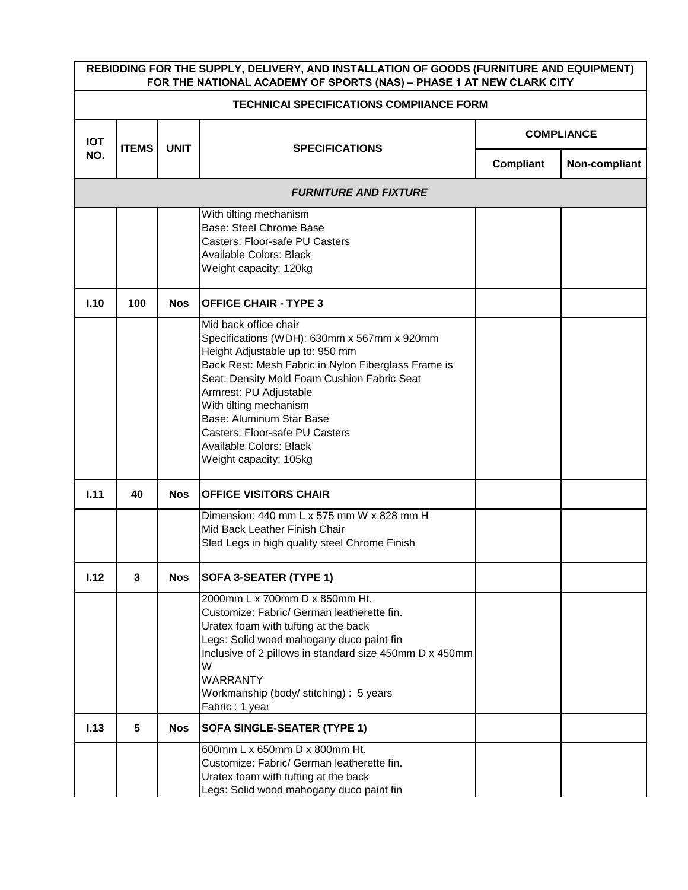| REBIDDING FOR THE SUPPLY, DELIVERY, AND INSTALLATION OF GOODS (FURNITURE AND EQUIPMENT) FOR THE NATIONAL ACADEMY OF SPORTS (NAS) – PHASE 1 AT NEW CLARK CITY | | | | | |
|---|---|---|---|---|---|
| **TECHNICAI SPECIFICATIONS COMPIIANCE FORM** | | | | | |
| **IOT NO.** | **ITEMS** | **UNIT** | **SPECIFICATIONS** | **COMPLIANCE** | |
| | | | | **Compliant** | **Non-compliant** |
| ***FURNITURE AND FIXTURE*** | | | | | |
| | | | With tilting mechanism<br>Base: Steel Chrome Base<br>Casters: Floor-safe PU Casters<br>Available Colors: Black<br>Weight capacity: 120kg | | |
| **I.10** | **100** | **Nos** | **OFFICE CHAIR - TYPE 3** | | |
| | | | Mid back office chair<br>Specifications (WDH): 630mm x 567mm x 920mm<br>Height Adjustable up to: 950 mm<br>Back Rest: Mesh Fabric in Nylon Fiberglass Frame is<br>Seat: Density Mold Foam Cushion Fabric Seat<br>Armrest: PU Adjustable<br>With tilting mechanism<br>Base: Aluminum Star Base<br>Casters: Floor-safe PU Casters<br>Available Colors: Black<br>Weight capacity: 105kg | | |
| **I.11** | **40** | **Nos** | **OFFICE VISITORS CHAIR** | | |
| | | | Dimension: 440 mm L x 575 mm W x 828 mm H<br>Mid Back Leather Finish Chair<br>Sled Legs in high quality steel Chrome Finish | | |
| **I.12** | **3** | **Nos** | **SOFA 3-SEATER (TYPE 1)** | | |
| | | | 2000mm L x 700mm D x 850mm Ht.<br>Customize: Fabric/ German leatherette fin.<br>Uratex foam with tufting at the back<br>Legs: Solid wood mahogany duco paint fin<br>Inclusive of 2 pillows in standard size 450mm D x 450mm W<br>WARRANTY<br>Workmanship (body/ stitching) : 5 years<br>Fabric : 1 year | | |
| **I.13** | **5** | **Nos** | **SOFA SINGLE-SEATER (TYPE 1)** | | |
| | | | 600mm L x 650mm D x 800mm Ht.<br>Customize: Fabric/ German leatherette fin.<br>Uratex foam with tufting at the back<br>Legs: Solid wood mahogany duco paint fin | | |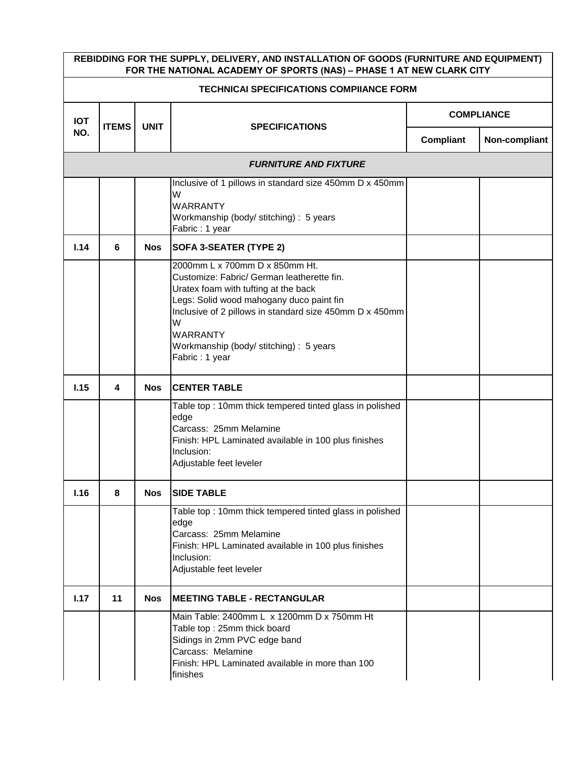| REBIDDING FOR THE SUPPLY, DELIVERY, AND INSTALLATION OF GOODS (FURNITURE AND EQUIPMENT) FOR THE NATIONAL ACADEMY OF SPORTS (NAS) – PHASE 1 AT NEW CLARK CITY | | | | | |
|---|---|---|---|---|---|
| **TECHNICAI SPECIFICATIONS COMPIIANCE FORM** | | | | | |
| **IOT NO.** | **ITEMS** | **UNIT** | **SPECIFICATIONS** | **COMPLIANCE** | |
| | | | | **Compliant** | **Non-compliant** |
| | | | ***FURNITURE AND FIXTURE*** | | |
| | | | Inclusive of 1 pillows in standard size 450mm D x 450mm W<br>WARRANTY<br>Workmanship (body/ stitching) : 5 years<br>Fabric : 1 year | | |
| **I.14** | **6** | **Nos** | **SOFA 3-SEATER (TYPE 2)** | | |
| | | | 2000mm L x 700mm D x 850mm Ht.<br>Customize: Fabric/ German leatherette fin.<br>Uratex foam with tufting at the back<br>Legs: Solid wood mahogany duco paint fin<br>Inclusive of 2 pillows in standard size 450mm D x 450mm W<br>WARRANTY<br>Workmanship (body/ stitching) : 5 years<br>Fabric : 1 year | | |
| **I.15** | **4** | **Nos** | **CENTER TABLE** | | |
| | | | Table top : 10mm thick tempered tinted glass in polished edge<br>Carcass: 25mm Melamine<br>Finish: HPL Laminated available in 100 plus finishes<br>Inclusion:<br>Adjustable feet leveler | | |
| **I.16** | **8** | **Nos** | **SIDE TABLE** | | |
| | | | Table top : 10mm thick tempered tinted glass in polished edge<br>Carcass: 25mm Melamine<br>Finish: HPL Laminated available in 100 plus finishes<br>Inclusion:<br>Adjustable feet leveler | | |
| **I.17** | **11** | **Nos** | **MEETING TABLE - RECTANGULAR** | | |
| | | | Main Table: 2400mm L x 1200mm D x 750mm Ht<br>Table top : 25mm thick board<br>Sidings in 2mm PVC edge band<br>Carcass: Melamine<br>Finish: HPL Laminated available in more than 100 finishes | | |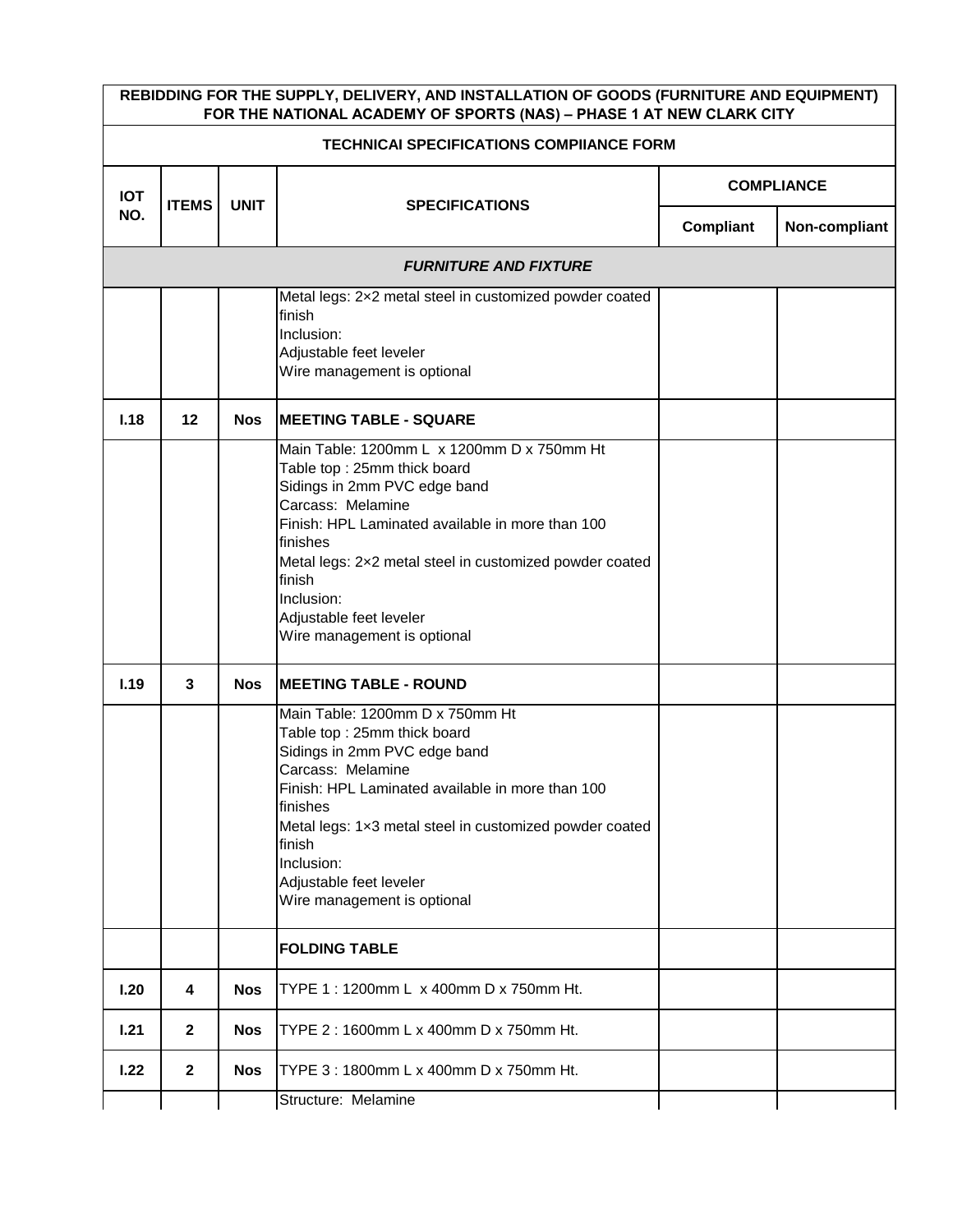| REBIDDING FOR THE SUPPLY, DELIVERY, AND INSTALLATION OF GOODS (FURNITURE AND EQUIPMENT) FOR THE NATIONAL ACADEMY OF SPORTS (NAS) – PHASE 1 AT NEW CLARK CITY | | | | | |
|---|---|---|---|---|---|
| **TECHNICAI SPECIFICATIONS COMPIIANCE FORM** | | | | | |
| **IOT NO.** | **ITEMS** | **UNIT** | **SPECIFICATIONS** | **COMPLIANCE** | |
| | | | | **Compliant** | **Non-compliant** |
| ***FURNITURE AND FIXTURE*** | | | | | |
| | | | Metal legs: 2×2 metal steel in customized powder coated finish<br>Inclusion:<br>Adjustable feet leveler<br>Wire management is optional | | |
| **I.18** | **12** | **Nos** | **MEETING TABLE - SQUARE** | | |
| | | | Main Table: 1200mm L x 1200mm D x 750mm Ht<br>Table top : 25mm thick board<br>Sidings in 2mm PVC edge band<br>Carcass: Melamine<br>Finish: HPL Laminated available in more than 100 finishes<br>Metal legs: 2×2 metal steel in customized powder coated finish<br>Inclusion:<br>Adjustable feet leveler<br>Wire management is optional | | |
| **I.19** | **3** | **Nos** | **MEETING TABLE - ROUND** | | |
| | | | Main Table: 1200mm D x 750mm Ht<br>Table top : 25mm thick board<br>Sidings in 2mm PVC edge band<br>Carcass: Melamine<br>Finish: HPL Laminated available in more than 100 finishes<br>Metal legs: 1×3 metal steel in customized powder coated finish<br>Inclusion:<br>Adjustable feet leveler<br>Wire management is optional | | |
| | | | **FOLDING TABLE** | | |
| **I.20** | **4** | **Nos** | TYPE 1 : 1200mm L x 400mm D x 750mm Ht. | | |
| **I.21** | **2** | **Nos** | TYPE 2 : 1600mm L x 400mm D x 750mm Ht. | | |
| **I.22** | **2** | **Nos** | TYPE 3 : 1800mm L x 400mm D x 750mm Ht. | | |
| | | | Structure: Melamine | | |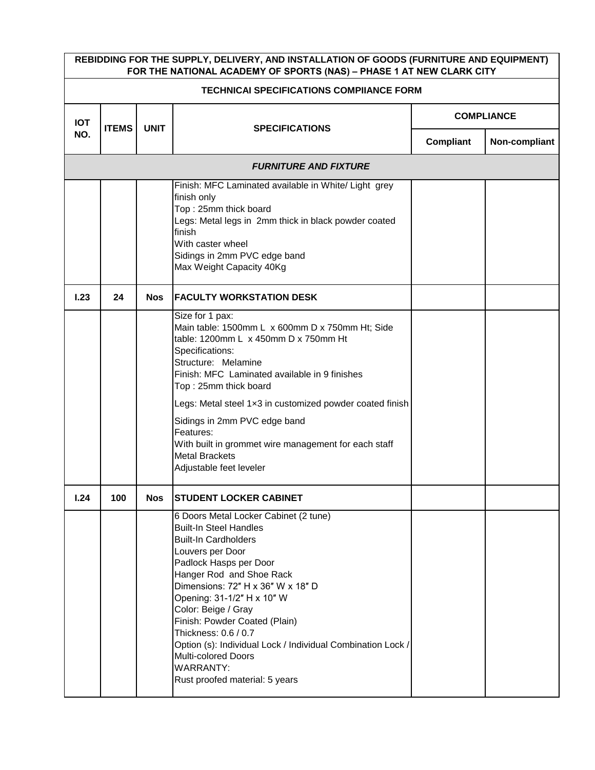| REBIDDING FOR THE SUPPLY, DELIVERY, AND INSTALLATION OF GOODS (FURNITURE AND EQUIPMENT) FOR THE NATIONAL ACADEMY OF SPORTS (NAS) – PHASE 1 AT NEW CLARK CITY | | | | | |
|---|---|---|---|---|---|
| **TECHNICAI SPECIFICATIONS COMPIIANCE FORM** | | | | | |
| **IOT NO.** | **ITEMS** | **UNIT** | **SPECIFICATIONS** | **COMPLIANCE** | |
| | | | | **Compliant** | **Non-compliant** |
| ***FURNITURE AND FIXTURE*** | | | | | |
| | | | Finish: MFC Laminated available in White/ Light grey finish only<br>Top : 25mm thick board<br>Legs: Metal legs in 2mm thick in black powder coated finish<br>With caster wheel<br>Sidings in 2mm PVC edge band<br>Max Weight Capacity 40Kg | | |
| **I.23** | **24** | **Nos** | **FACULTY WORKSTATION DESK** | | |
| | | | Size for 1 pax:<br>Main table: 1500mm L x 600mm D x 750mm Ht; Side table: 1200mm L x 450mm D x 750mm Ht<br>Specifications:<br>Structure: Melamine<br>Finish: MFC Laminated available in 9 finishes<br>Top : 25mm thick board<br>Legs: Metal steel 1×3 in customized powder coated finish<br>Sidings in 2mm PVC edge band<br>Features:<br>With built in grommet wire management for each staff<br>Metal Brackets<br>Adjustable feet leveler | | |
| **I.24** | **100** | **Nos** | **STUDENT LOCKER CABINET** | | |
| | | | 6 Doors Metal Locker Cabinet (2 tune)<br>Built-In Steel Handles<br>Built-In Cardholders<br>Louvers per Door<br>Padlock Hasps per Door<br>Hanger Rod and Shoe Rack<br>Dimensions: 72″ H x 36″ W x 18″ D<br>Opening: 31-1/2″ H x 10″ W<br>Color: Beige / Gray<br>Finish: Powder Coated (Plain)<br>Thickness: 0.6 / 0.7<br>Option (s): Individual Lock / Individual Combination Lock / Multi-colored Doors<br>WARRANTY:<br>Rust proofed material: 5 years | | |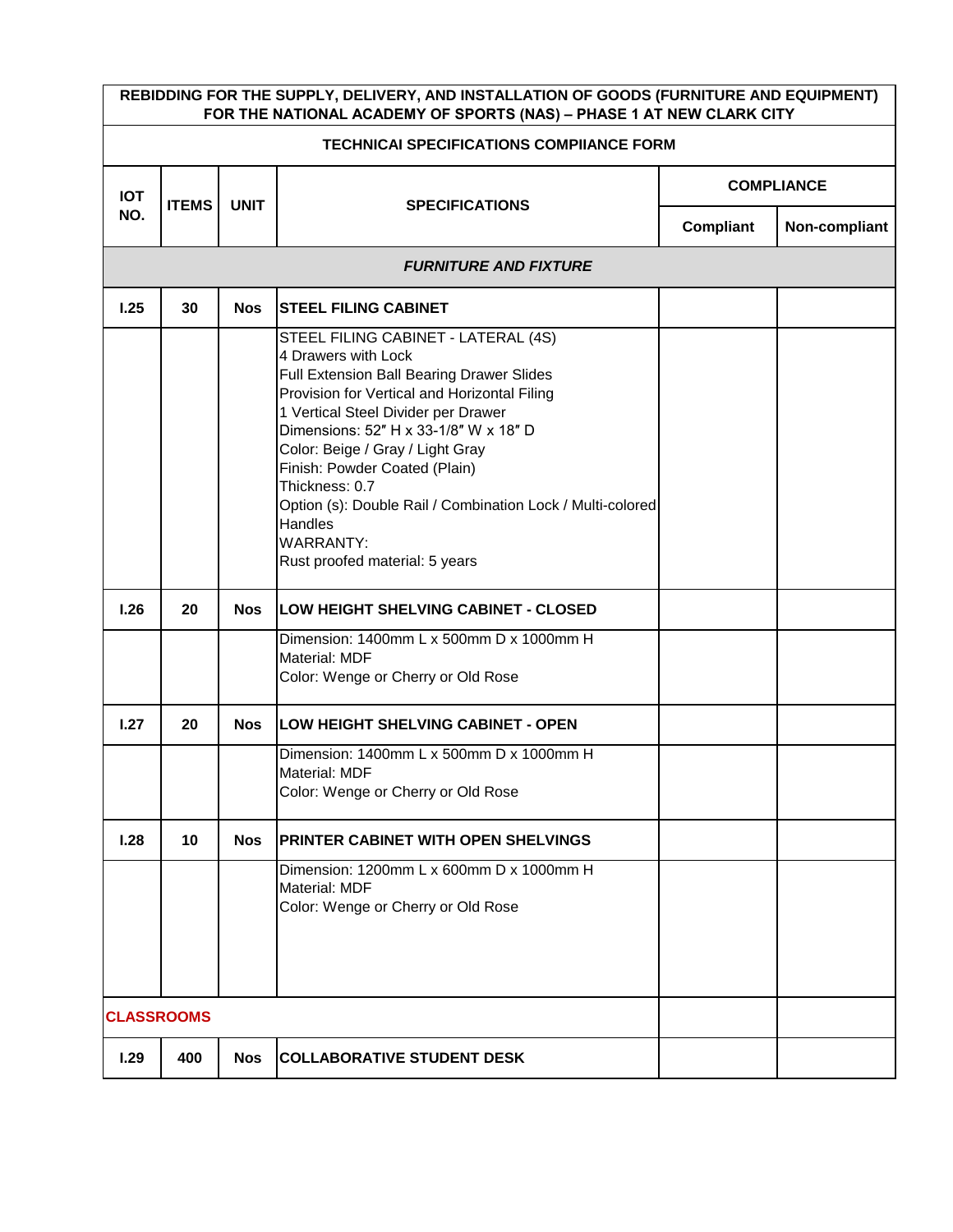| REBIDDING FOR THE SUPPLY, DELIVERY, AND INSTALLATION OF GOODS (FURNITURE AND EQUIPMENT) FOR THE NATIONAL ACADEMY OF SPORTS (NAS) – PHASE 1 AT NEW CLARK CITY | | | | | |
|---|---|---|---|---|---|
| **TECHNICAI SPECIFICATIONS COMPIIANCE FORM** | | | | | |
| **IOT NO.** | **ITEMS** | **UNIT** | **SPECIFICATIONS** | **COMPLIANCE** | |
| | | | | **Compliant** | **Non-compliant** |
| ***FURNITURE AND FIXTURE*** | | | | | |
| **I.25** | **30** | **Nos** | **STEEL FILING CABINET** | | |
| | | | STEEL FILING CABINET - LATERAL (4S)<br>4 Drawers with Lock<br>Full Extension Ball Bearing Drawer Slides<br>Provision for Vertical and Horizontal Filing<br>1 Vertical Steel Divider per Drawer<br>Dimensions: 52″ H x 33-1/8″ W x 18″ D<br>Color: Beige / Gray / Light Gray<br>Finish: Powder Coated (Plain)<br>Thickness: 0.7<br>Option (s): Double Rail / Combination Lock / Multi-colored Handles<br>WARRANTY:<br>Rust proofed material: 5 years | | |
| **I.26** | **20** | **Nos** | **LOW HEIGHT SHELVING CABINET - CLOSED** | | |
| | | | Dimension: 1400mm L x 500mm D x 1000mm H<br>Material: MDF<br>Color: Wenge or Cherry or Old Rose | | |
| **I.27** | **20** | **Nos** | **LOW HEIGHT SHELVING CABINET - OPEN** | | |
| | | | Dimension: 1400mm L x 500mm D x 1000mm H<br>Material: MDF<br>Color: Wenge or Cherry or Old Rose | | |
| **I.28** | **10** | **Nos** | **PRINTER CABINET WITH OPEN SHELVINGS** | | |
| | | | Dimension: 1200mm L x 600mm D x 1000mm H<br>Material: MDF<br>Color: Wenge or Cherry or Old Rose | | |
| **CLASSROOMS** | | | | | |
| **I.29** | **400** | **Nos** | **COLLABORATIVE STUDENT DESK** | | |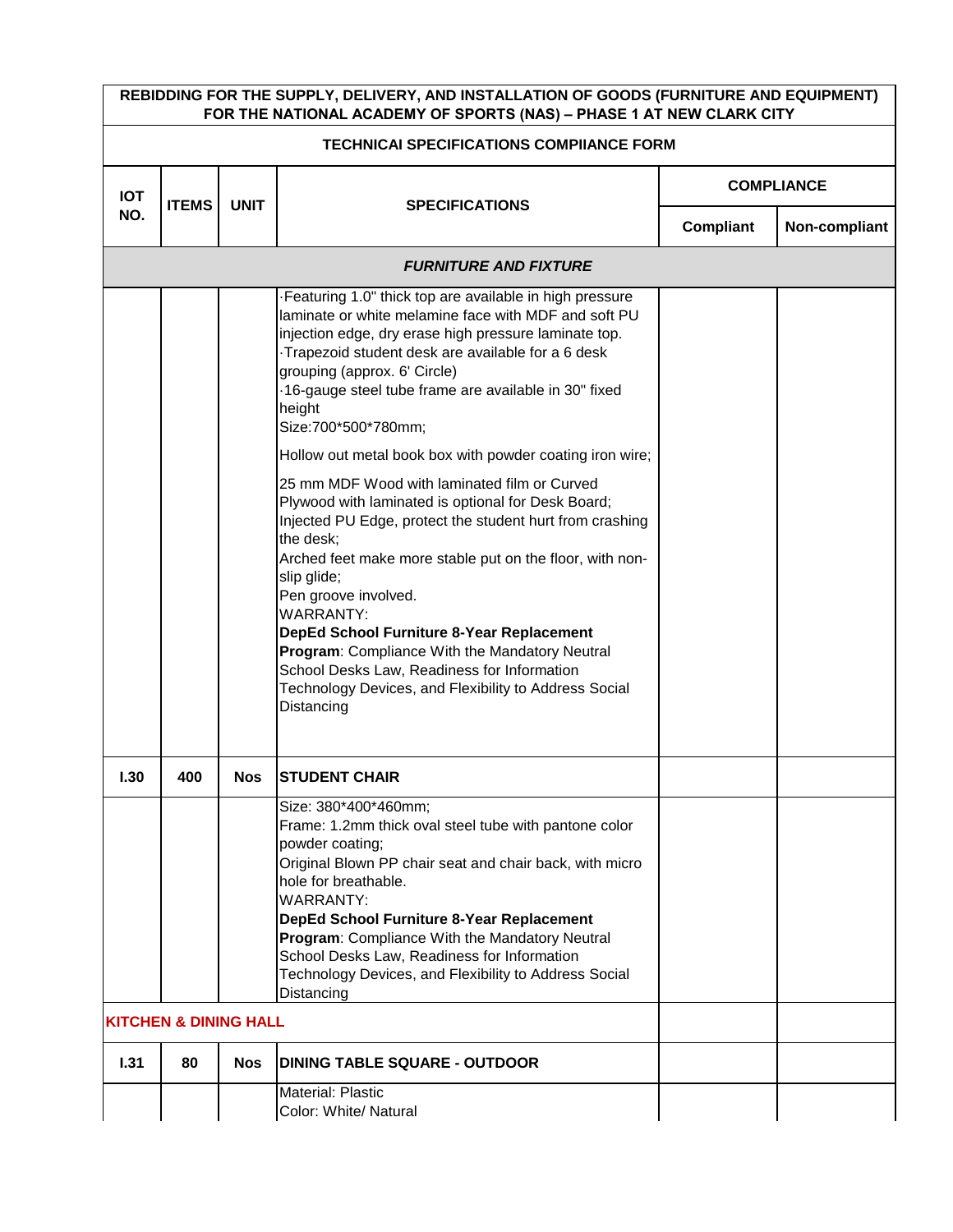**REBIDDING FOR THE SUPPLY, DELIVERY, AND INSTALLATION OF GOODS (FURNITURE AND EQUIPMENT) FOR THE NATIONAL ACADEMY OF SPORTS (NAS) – PHASE 1 AT NEW CLARK CITY**

**TECHNICAI SPECIFICATIONS COMPIIANCE FORM**

| IOT NO. | ITEMS | UNIT | SPECIFICATIONS | COMPLIANCE | |
|---|---|---|---|---|---|
| | | | | Compliant | Non-compliant |
| | | | ***FURNITURE AND FIXTURE*** | | |
| | | | ·Featuring 1.0" thick top are available in high pressure laminate or white melamine face with MDF and soft PU injection edge, dry erase high pressure laminate top.<br>·Trapezoid student desk are available for a 6 desk grouping (approx. 6' Circle)<br>·16-gauge steel tube frame are available in 30" fixed height<br>Size:700*500*780mm;<br><br>Hollow out metal book box with powder coating iron wire;<br><br>25 mm MDF Wood with laminated film or Curved Plywood with laminated is optional for Desk Board;<br>Injected PU Edge, protect the student hurt from crashing the desk;<br>Arched feet make more stable put on the floor, with non-slip glide;<br>Pen groove involved.<br>WARRANTY:<br>**DepEd School Furniture 8-Year Replacement Program**: Compliance With the Mandatory Neutral School Desks Law, Readiness for Information Technology Devices, and Flexibility to Address Social Distancing | | |
| **I.30** | 400 | **Nos** | **STUDENT CHAIR** | | |
| | | | Size: 380*400*460mm;<br>Frame: 1.2mm thick oval steel tube with pantone color powder coating;<br>Original Blown PP chair seat and chair back, with micro hole for breathable.<br>WARRANTY:<br>**DepEd School Furniture 8-Year Replacement Program**: Compliance With the Mandatory Neutral School Desks Law, Readiness for Information Technology Devices, and Flexibility to Address Social Distancing | | |
| **KITCHEN & DINING HALL** | | | | | |
| **I.31** | 80 | **Nos** | **DINING TABLE SQUARE - OUTDOOR** | | |
| | | | Material: Plastic<br>Color: White/ Natural | | |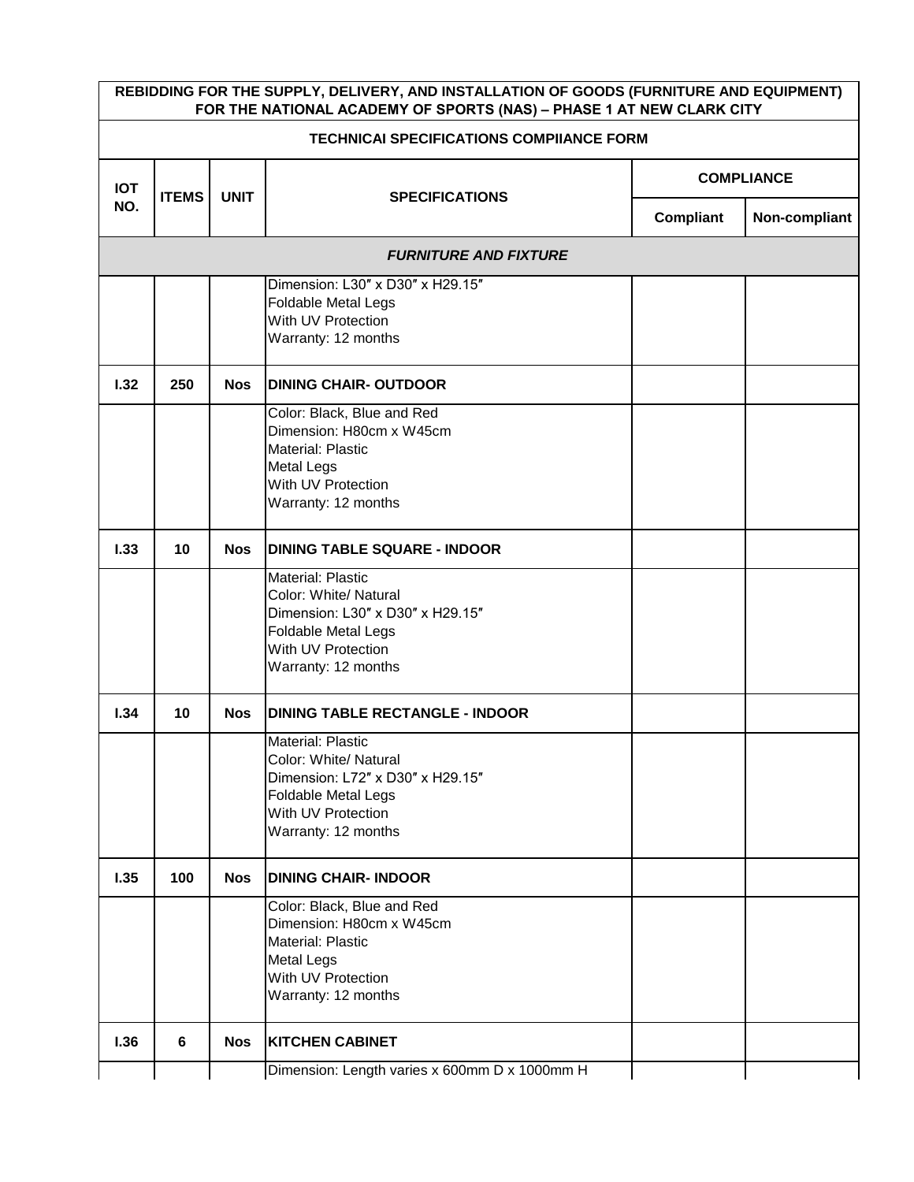| REBIDDING FOR THE SUPPLY, DELIVERY, AND INSTALLATION OF GOODS (FURNITURE AND EQUIPMENT) FOR THE NATIONAL ACADEMY OF SPORTS (NAS) – PHASE 1 AT NEW CLARK CITY | | | | | |
|---|---|---|---|---|---|
| **TECHNICAI SPECIFICATIONS COMPIIANCE FORM** | | | | | |
| **IOT NO.** | **ITEMS** | **UNIT** | **SPECIFICATIONS** | **COMPLIANCE** | |
| | | | | **Compliant** | **Non-compliant** |
| ***FURNITURE AND FIXTURE*** | | | | | |
| | | | Dimension: L30″ x D30″ x H29.15″<br>Foldable Metal Legs<br>With UV Protection<br>Warranty: 12 months | | |
| **I.32** | **250** | **Nos** | **DINING CHAIR- OUTDOOR** | | |
| | | | Color: Black, Blue and Red<br>Dimension: H80cm x W45cm<br>Material: Plastic<br>Metal Legs<br>With UV Protection<br>Warranty: 12 months | | |
| **I.33** | **10** | **Nos** | **DINING TABLE SQUARE - INDOOR** | | |
| | | | Material: Plastic<br>Color: White/ Natural<br>Dimension: L30″ x D30″ x H29.15″<br>Foldable Metal Legs<br>With UV Protection<br>Warranty: 12 months | | |
| **I.34** | **10** | **Nos** | **DINING TABLE RECTANGLE - INDOOR** | | |
| | | | Material: Plastic<br>Color: White/ Natural<br>Dimension: L72″ x D30″ x H29.15″<br>Foldable Metal Legs<br>With UV Protection<br>Warranty: 12 months | | |
| **I.35** | **100** | **Nos** | **DINING CHAIR- INDOOR** | | |
| | | | Color: Black, Blue and Red<br>Dimension: H80cm x W45cm<br>Material: Plastic<br>Metal Legs<br>With UV Protection<br>Warranty: 12 months | | |
| **I.36** | **6** | **Nos** | **KITCHEN CABINET** | | |
| | | | Dimension: Length varies x 600mm D x 1000mm H | | |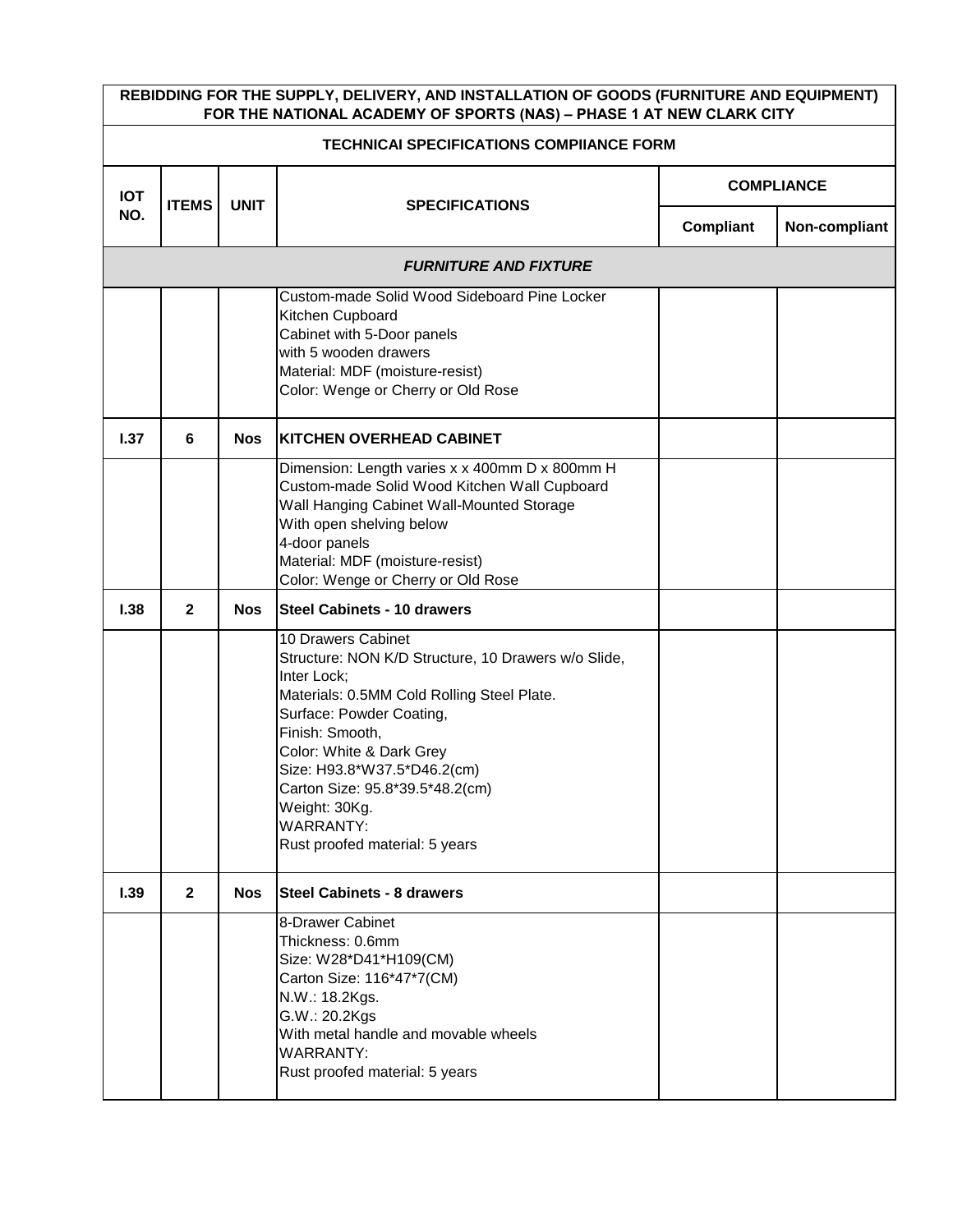| REBIDDING FOR THE SUPPLY, DELIVERY, AND INSTALLATION OF GOODS (FURNITURE AND EQUIPMENT) FOR THE NATIONAL ACADEMY OF SPORTS (NAS) – PHASE 1 AT NEW CLARK CITY | | | | | |
|---|---|---|---|---|---|
| **TECHNICAI SPECIFICATIONS COMPIIANCE FORM** | | | | | |
| **IOT NO.** | **ITEMS** | **UNIT** | **SPECIFICATIONS** | **COMPLIANCE** | |
| | | | | **Compliant** | **Non-compliant** |
| ***FURNITURE AND FIXTURE*** | | | | | |
| | | | Custom-made Solid Wood Sideboard Pine Locker<br>Kitchen Cupboard<br>Cabinet with 5-Door panels<br>with 5 wooden drawers<br>Material: MDF (moisture-resist)<br>Color: Wenge or Cherry or Old Rose | | |
| **I.37** | **6** | **Nos** | **KITCHEN OVERHEAD CABINET** | | |
| | | | Dimension: Length varies x x 400mm D x 800mm H<br>Custom-made Solid Wood Kitchen Wall Cupboard<br>Wall Hanging Cabinet Wall-Mounted Storage<br>With open shelving below<br>4-door panels<br>Material: MDF (moisture-resist)<br>Color: Wenge or Cherry or Old Rose | | |
| **I.38** | **2** | **Nos** | **Steel Cabinets - 10 drawers** | | |
| | | | 10 Drawers Cabinet<br>Structure: NON K/D Structure, 10 Drawers w/o Slide, Inter Lock;<br>Materials: 0.5MM Cold Rolling Steel Plate.<br>Surface: Powder Coating,<br>Finish: Smooth,<br>Color: White & Dark Grey<br>Size: H93.8*W37.5*D46.2(cm)<br>Carton Size: 95.8*39.5*48.2(cm)<br>Weight: 30Kg.<br>WARRANTY:<br>Rust proofed material: 5 years | | |
| **I.39** | **2** | **Nos** | **Steel Cabinets - 8 drawers** | | |
| | | | 8-Drawer Cabinet<br>Thickness: 0.6mm<br>Size: W28*D41*H109(CM)<br>Carton Size: 116*47*7(CM)<br>N.W.: 18.2Kgs.<br>G.W.: 20.2Kgs<br>With metal handle and movable wheels<br>WARRANTY:<br>Rust proofed material: 5 years | | |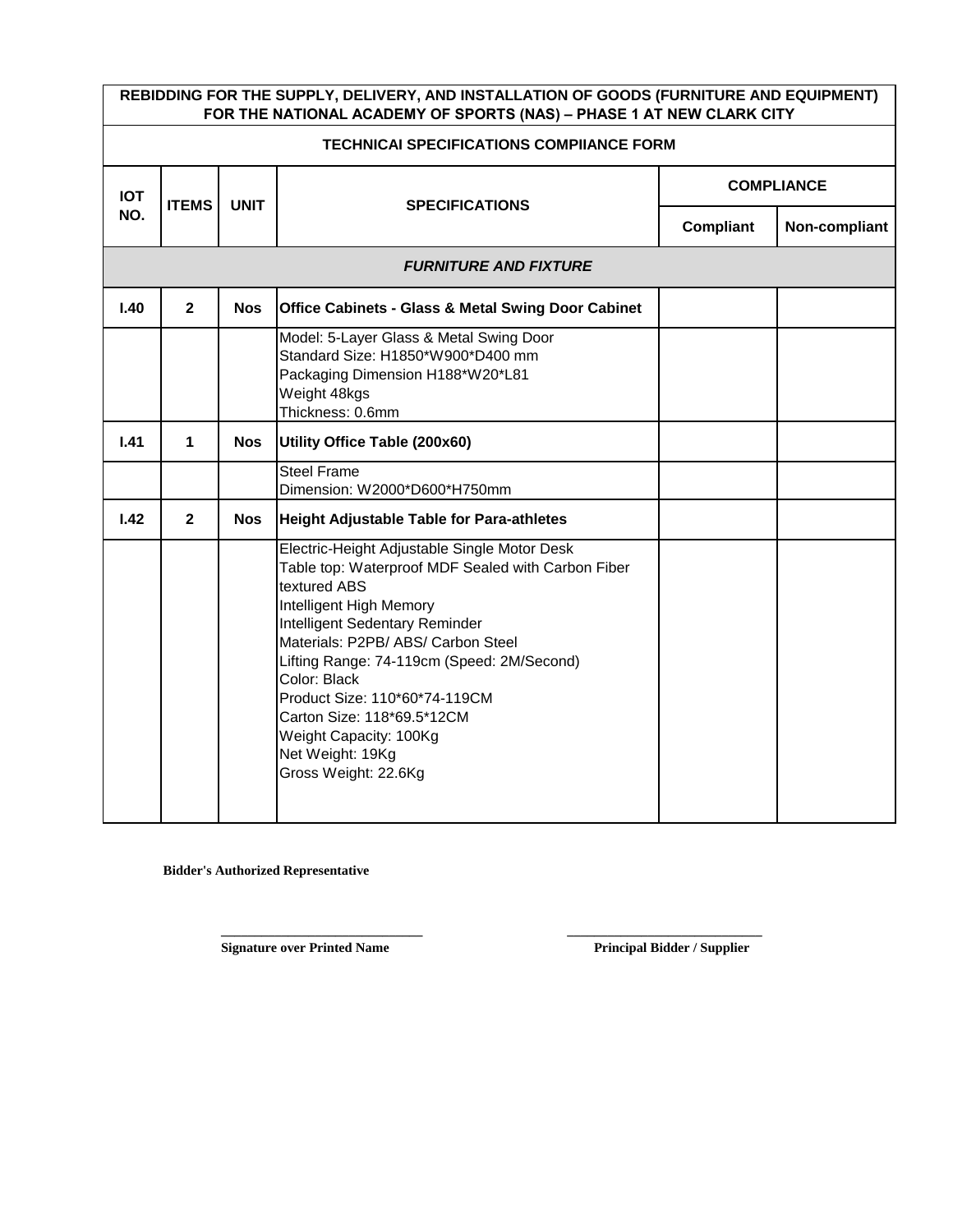| REBIDDING FOR THE SUPPLY, DELIVERY, AND INSTALLATION OF GOODS (FURNITURE AND EQUIPMENT) FOR THE NATIONAL ACADEMY OF SPORTS (NAS) – PHASE 1 AT NEW CLARK CITY | | | | | |
|---|---|---|---|---|---|
| **TECHNICAI SPECIFICATIONS COMPIIANCE FORM** | | | | | |
| **IOT NO.** | **ITEMS** | **UNIT** | **SPECIFICATIONS** | **COMPLIANCE** | |
| | | | | **Compliant** | **Non-compliant** |
| ***FURNITURE AND FIXTURE*** | | | | | |
| **I.40** | **2** | **Nos** | **Office Cabinets - Glass & Metal Swing Door Cabinet** | | |
| | | | Model: 5-Layer Glass & Metal Swing Door<br>Standard Size: H1850*W900*D400 mm<br>Packaging Dimension H188*W20*L81<br>Weight 48kgs<br>Thickness: 0.6mm | | |
| **I.41** | **1** | **Nos** | **Utility Office Table (200x60)** | | |
| | | | Steel Frame<br>Dimension: W2000*D600*H750mm | | |
| **I.42** | **2** | **Nos** | **Height Adjustable Table for Para-athletes** | | |
| | | | Electric-Height Adjustable Single Motor Desk<br>Table top: Waterproof MDF Sealed with Carbon Fiber textured ABS<br>Intelligent High Memory<br>Intelligent Sedentary Reminder<br>Materials: P2PB/ ABS/ Carbon Steel<br>Lifting Range: 74-119cm (Speed: 2M/Second)<br>Color: Black<br>Product Size: 110*60*74-119CM<br>Carton Size: 118*69.5*12CM<br>Weight Capacity: 100Kg<br>Net Weight: 19Kg<br>Gross Weight: 22.6Kg | | |

**Bidder's Authorized Representative**

_____________________________ &nbsp;&nbsp;&nbsp;&nbsp;&nbsp;&nbsp;&nbsp;&nbsp; _____________________________

**Signature over Printed Name** &nbsp;&nbsp;&nbsp;&nbsp;&nbsp;&nbsp;&nbsp;&nbsp; **Principal Bidder / Supplier**